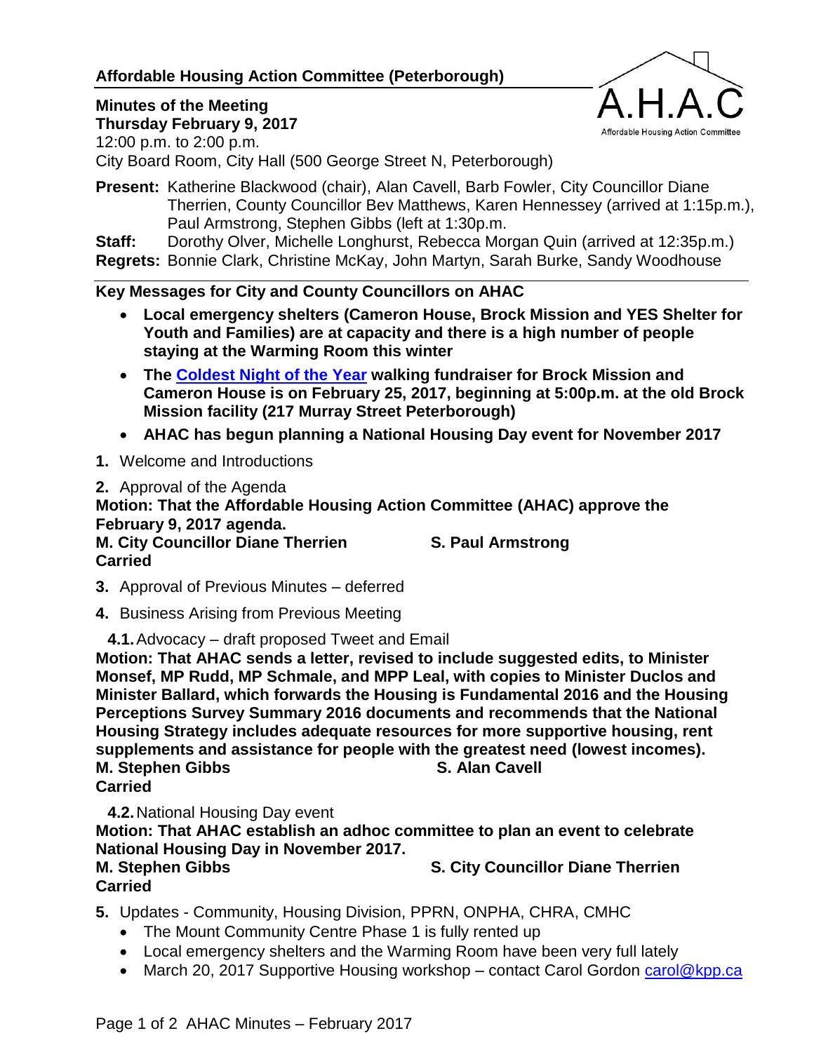## Affordable Housing Action Committee (Peterborough)

**Minutes of the Meeting**
**Thursday February 9, 2017**
12:00 p.m. to 2:00 p.m.
City Board Room, City Hall (500 George Street N, Peterborough)

**Present:** Katherine Blackwood (chair), Alan Cavell, Barb Fowler, City Councillor Diane Therrien, County Councillor Bev Matthews, Karen Hennessey (arrived at 1:15p.m.), Paul Armstrong, Stephen Gibbs (left at 1:30p.m.

**Staff:** Dorothy Olver, Michelle Longhurst, Rebecca Morgan Quin (arrived at 12:35p.m.)

**Regrets:** Bonnie Clark, Christine McKay, John Martyn, Sarah Burke, Sandy Woodhouse

---

**Key Messages for City and County Councillors on AHAC**

- **Local emergency shelters (Cameron House, Brock Mission and YES Shelter for Youth and Families) are at capacity and there is a high number of people staying at the Warming Room this winter**
- **The Coldest Night of the Year walking fundraiser for Brock Mission and Cameron House is on February 25, 2017, beginning at 5:00p.m. at the old Brock Mission facility (217 Murray Street Peterborough)**
- **AHAC has begun planning a National Housing Day event for November 2017**

**1.** Welcome and Introductions

**2.** Approval of the Agenda

**Motion: That the Affordable Housing Action Committee (AHAC) approve the February 9, 2017 agenda.**
**M. City Councillor Diane Therrien S. Paul Armstrong**
**Carried**

**3.** Approval of Previous Minutes – deferred

**4.** Business Arising from Previous Meeting

**4.1.** Advocacy – draft proposed Tweet and Email

**Motion: That AHAC sends a letter, revised to include suggested edits, to Minister Monsef, MP Rudd, MP Schmale, and MPP Leal, with copies to Minister Duclos and Minister Ballard, which forwards the Housing is Fundamental 2016 and the Housing Perceptions Survey Summary 2016 documents and recommends that the National Housing Strategy includes adequate resources for more supportive housing, rent supplements and assistance for people with the greatest need (lowest incomes).**
**M. Stephen Gibbs S. Alan Cavell**
**Carried**

**4.2.** National Housing Day event

**Motion: That AHAC establish an adhoc committee to plan an event to celebrate National Housing Day in November 2017.**
**M. Stephen Gibbs S. City Councillor Diane Therrien**
**Carried**

**5.** Updates - Community, Housing Division, PPRN, ONPHA, CHRA, CMHC

- The Mount Community Centre Phase 1 is fully rented up
- Local emergency shelters and the Warming Room have been very full lately
- March 20, 2017 Supportive Housing workshop – contact Carol Gordon carol@kpp.ca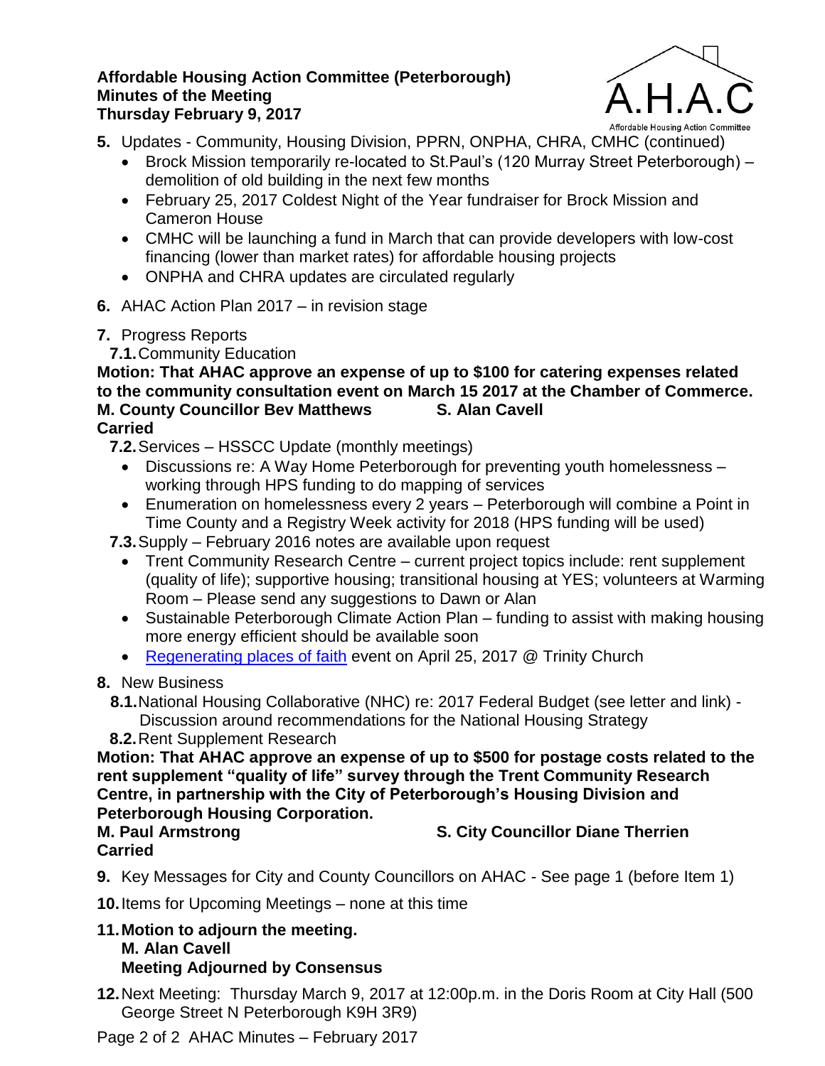**Affordable Housing Action Committee (Peterborough)**
**Minutes of the Meeting**
**Thursday February 9, 2017**

A.H.A.C
Affordable Housing Action Committee

5. Updates - Community, Housing Division, PPRN, ONPHA, CHRA, CMHC (continued)
   - Brock Mission temporarily re-located to St.Paul's (120 Murray Street Peterborough) – demolition of old building in the next few months
   - February 25, 2017 Coldest Night of the Year fundraiser for Brock Mission and Cameron House
   - CMHC will be launching a fund in March that can provide developers with low-cost financing (lower than market rates) for affordable housing projects
   - ONPHA and CHRA updates are circulated regularly

6. AHAC Action Plan 2017 – in revision stage

7. Progress Reports

   7.1. Community Education

**Motion: That AHAC approve an expense of up to $100 for catering expenses related to the community consultation event on March 15 2017 at the Chamber of Commerce.**
**M. County Councillor Bev Matthews S. Alan Cavell**
**Carried**

   7.2. Services – HSSCC Update (monthly meetings)
   - Discussions re: A Way Home Peterborough for preventing youth homelessness – working through HPS funding to do mapping of services
   - Enumeration on homelessness every 2 years – Peterborough will combine a Point in Time County and a Registry Week activity for 2018 (HPS funding will be used)

   7.3. Supply – February 2016 notes are available upon request
   - Trent Community Research Centre – current project topics include: rent supplement (quality of life); supportive housing; transitional housing at YES; volunteers at Warming Room – Please send any suggestions to Dawn or Alan
   - Sustainable Peterborough Climate Action Plan – funding to assist with making housing more energy efficient should be available soon
   - Regenerating places of faith event on April 25, 2017 @ Trinity Church

8. New Business

   8.1. National Housing Collaborative (NHC) re: 2017 Federal Budget (see letter and link) - Discussion around recommendations for the National Housing Strategy

   8.2. Rent Supplement Research

**Motion: That AHAC approve an expense of up to $500 for postage costs related to the rent supplement "quality of life" survey through the Trent Community Research Centre, in partnership with the City of Peterborough's Housing Division and Peterborough Housing Corporation.**
**M. Paul Armstrong S. City Councillor Diane Therrien**
**Carried**

9. Key Messages for City and County Councillors on AHAC - See page 1 (before Item 1)

10. Items for Upcoming Meetings – none at this time

11. **Motion to adjourn the meeting.**
    **M. Alan Cavell**
    **Meeting Adjourned by Consensus**

12. Next Meeting: Thursday March 9, 2017 at 12:00p.m. in the Doris Room at City Hall (500 George Street N Peterborough K9H 3R9)